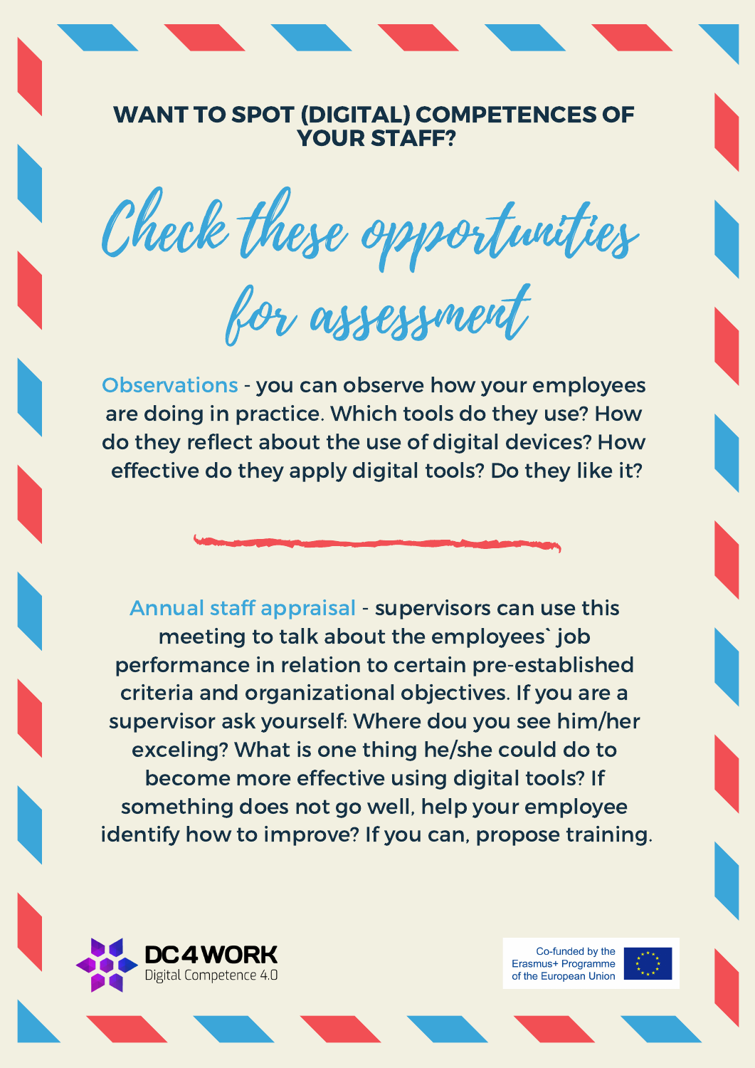## WANT TO SPOT (DIGITAL) COMPETENCES OF YOUR STAFF?

# Check these opportunities for assessment

**Observations** - you can observe how your employees are doing in practice. Which tools do they use? How do they reflect about the use of digital devices? How effective do they apply digital tools? Do they like it?

---

**Annual staff appraisal** - supervisors can use this meeting to talk about the employees` job performance in relation to certain pre-established criteria and organizational objectives. If you are a supervisor ask yourself: Where dou you see him/her exceling? What is one thing he/she could do to become more effective using digital tools? If something does not go well, help your employee identify how to improve? If you can, propose training.

DC4WORK Digital Competence 4.0

Co-funded by the Erasmus+ Programme of the European Union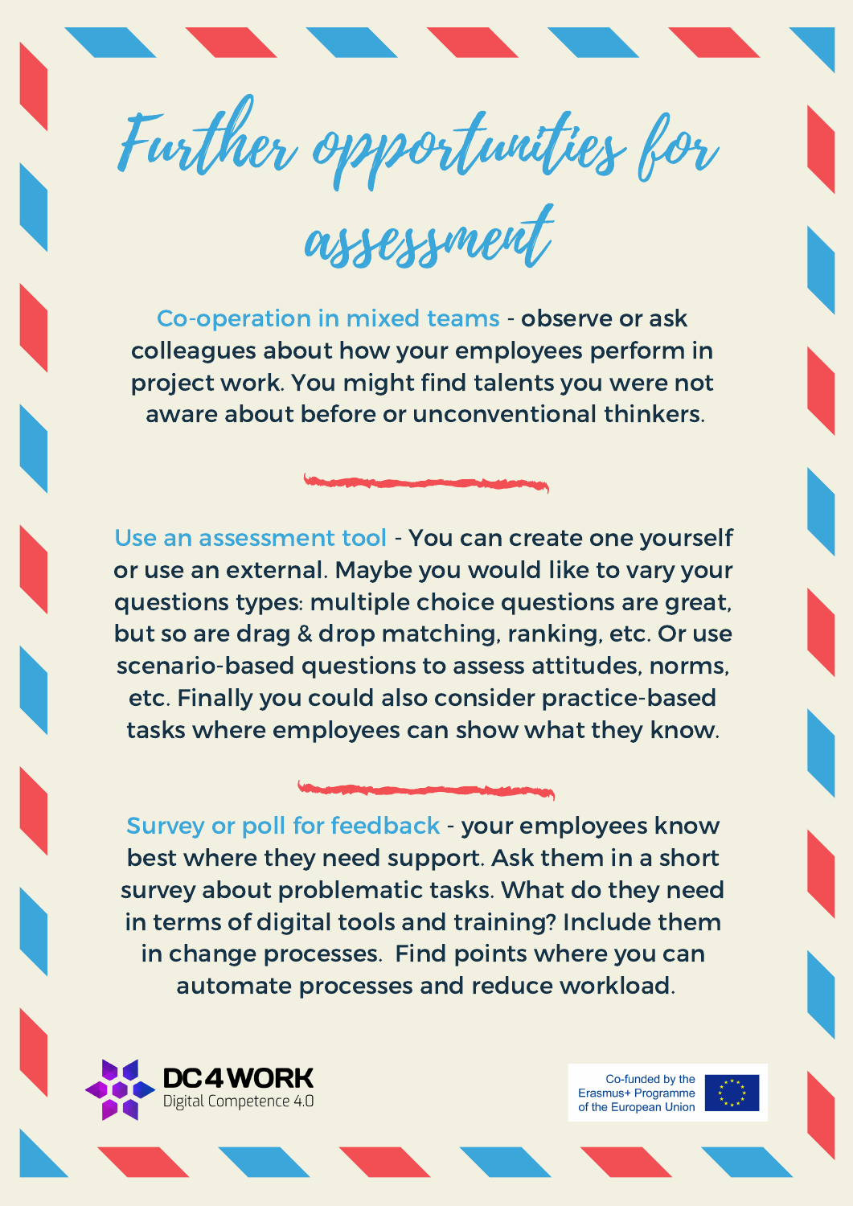# Further opportunities for assessment

**Co-operation in mixed teams** - observe or ask colleagues about how your employees perform in project work. You might find talents you were not aware about before or unconventional thinkers.

**Use an assessment tool** - You can create one yourself or use an external. Maybe you would like to vary your questions types: multiple choice questions are great, but so are drag & drop matching, ranking, etc. Or use scenario-based questions to assess attitudes, norms, etc. Finally you could also consider practice-based tasks where employees can show what they know.

**Survey or poll for feedback** - your employees know best where they need support. Ask them in a short survey about problematic tasks. What do they need in terms of digital tools and training? Include them in change processes. Find points where you can automate processes and reduce workload.

DC4WORK Digital Competence 4.0

Co-funded by the Erasmus+ Programme of the European Union